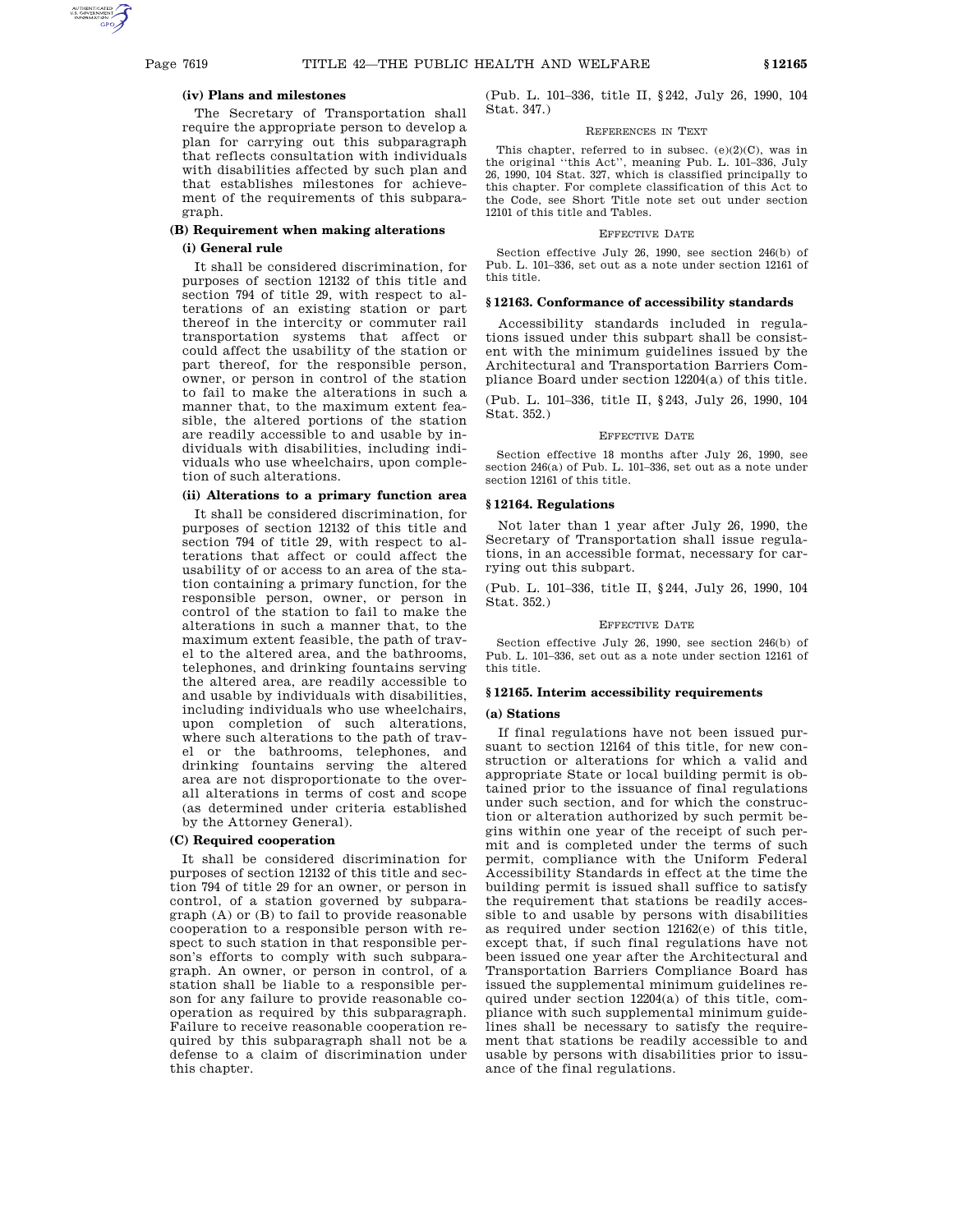#### (iv) Plans and milestones

The Secretary of Transportation shall require the appropriate person to develop a plan for carrying out this subparagraph that reflects consultation with individuals with disabilities affected by such plan and that establishes milestones for achievement of the requirements of this subparagraph.

#### (B) Requirement when making alterations

##### (i) General rule

It shall be considered discrimination, for purposes of section 12132 of this title and section 794 of title 29, with respect to alterations of an existing station or part thereof in the intercity or commuter rail transportation systems that affect or could affect the usability of the station or part thereof, for the responsible person, owner, or person in control of the station to fail to make the alterations in such a manner that, to the maximum extent feasible, the altered portions of the station are readily accessible to and usable by individuals with disabilities, including individuals who use wheelchairs, upon completion of such alterations.

##### (ii) Alterations to a primary function area

It shall be considered discrimination, for purposes of section 12132 of this title and section 794 of title 29, with respect to alterations that affect or could affect the usability of or access to an area of the station containing a primary function, for the responsible person, owner, or person in control of the station to fail to make the alterations in such a manner that, to the maximum extent feasible, the path of travel to the altered area, and the bathrooms, telephones, and drinking fountains serving the altered area, are readily accessible to and usable by individuals with disabilities, including individuals who use wheelchairs, upon completion of such alterations, where such alterations to the path of travel or the bathrooms, telephones, and drinking fountains serving the altered area are not disproportionate to the overall alterations in terms of cost and scope (as determined under criteria established by the Attorney General).

#### (C) Required cooperation

It shall be considered discrimination for purposes of section 12132 of this title and section 794 of title 29 for an owner, or person in control, of a station governed by subparagraph (A) or (B) to fail to provide reasonable cooperation to a responsible person with respect to such station in that responsible person's efforts to comply with such subparagraph. An owner, or person in control, of a station shall be liable to a responsible person for any failure to provide reasonable cooperation as required by this subparagraph. Failure to receive reasonable cooperation required by this subparagraph shall not be a defense to a claim of discrimination under this chapter.

(Pub. L. 101–336, title II, §242, July 26, 1990, 104 Stat. 347.)

REFERENCES IN TEXT

This chapter, referred to in subsec. (e)(2)(C), was in the original ''this Act'', meaning Pub. L. 101–336, July 26, 1990, 104 Stat. 327, which is classified principally to this chapter. For complete classification of this Act to the Code, see Short Title note set out under section 12101 of this title and Tables.

EFFECTIVE DATE

Section effective July 26, 1990, see section 246(b) of Pub. L. 101–336, set out as a note under section 12161 of this title.

### §12163. Conformance of accessibility standards

Accessibility standards included in regulations issued under this subpart shall be consistent with the minimum guidelines issued by the Architectural and Transportation Barriers Compliance Board under section 12204(a) of this title.

(Pub. L. 101–336, title II, §243, July 26, 1990, 104 Stat. 352.)

EFFECTIVE DATE

Section effective 18 months after July 26, 1990, see section 246(a) of Pub. L. 101–336, set out as a note under section 12161 of this title.

### §12164. Regulations

Not later than 1 year after July 26, 1990, the Secretary of Transportation shall issue regulations, in an accessible format, necessary for carrying out this subpart.

(Pub. L. 101–336, title II, §244, July 26, 1990, 104 Stat. 352.)

EFFECTIVE DATE

Section effective July 26, 1990, see section 246(b) of Pub. L. 101–336, set out as a note under section 12161 of this title.

### §12165. Interim accessibility requirements

#### (a) Stations

If final regulations have not been issued pursuant to section 12164 of this title, for new construction or alterations for which a valid and appropriate State or local building permit is obtained prior to the issuance of final regulations under such section, and for which the construction or alteration authorized by such permit begins within one year of the receipt of such permit and is completed under the terms of such permit, compliance with the Uniform Federal Accessibility Standards in effect at the time the building permit is issued shall suffice to satisfy the requirement that stations be readily accessible to and usable by persons with disabilities as required under section 12162(e) of this title, except that, if such final regulations have not been issued one year after the Architectural and Transportation Barriers Compliance Board has issued the supplemental minimum guidelines required under section 12204(a) of this title, compliance with such supplemental minimum guidelines shall be necessary to satisfy the requirement that stations be readily accessible to and usable by persons with disabilities prior to issuance of the final regulations.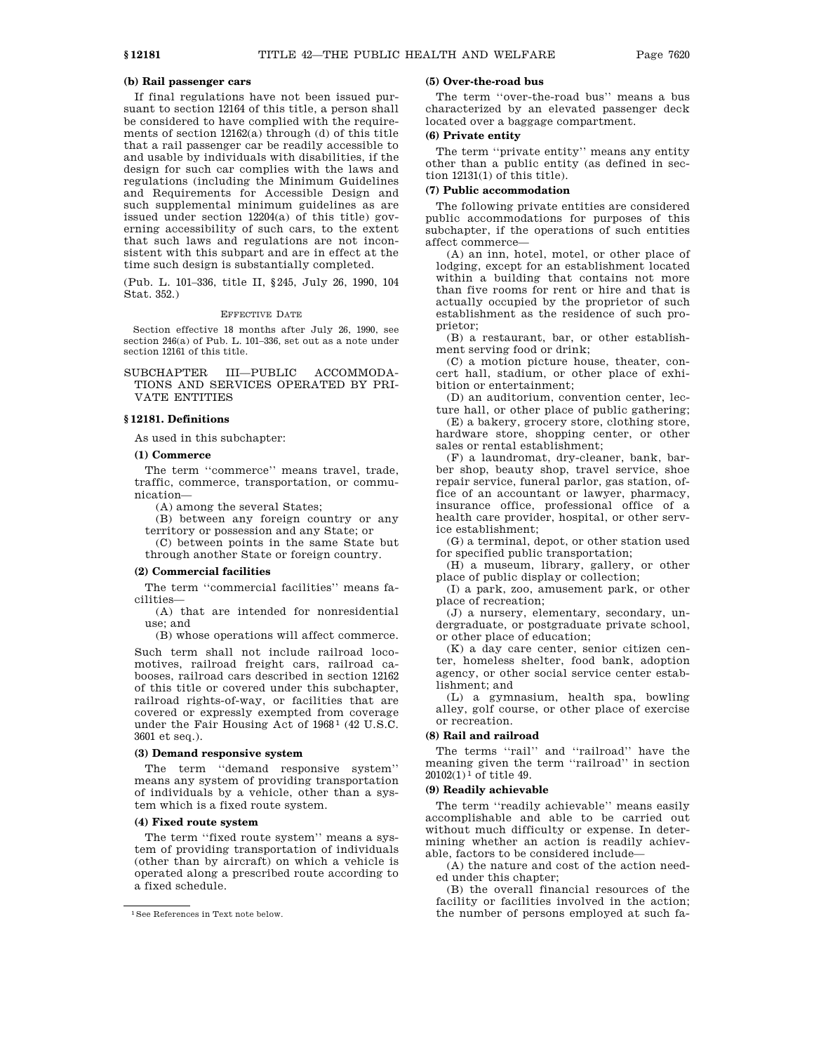### (b) Rail passenger cars

If final regulations have not been issued pursuant to section 12164 of this title, a person shall be considered to have complied with the requirements of section 12162(a) through (d) of this title that a rail passenger car be readily accessible to and usable by individuals with disabilities, if the design for such car complies with the laws and regulations (including the Minimum Guidelines and Requirements for Accessible Design and such supplemental minimum guidelines as are issued under section 12204(a) of this title) governing accessibility of such cars, to the extent that such laws and regulations are not inconsistent with this subpart and are in effect at the time such design is substantially completed.

(Pub. L. 101–336, title II, §245, July 26, 1990, 104 Stat. 352.)

EFFECTIVE DATE

Section effective 18 months after July 26, 1990, see section 246(a) of Pub. L. 101–336, set out as a note under section 12161 of this title.

## SUBCHAPTER III—PUBLIC ACCOMMODATIONS AND SERVICES OPERATED BY PRIVATE ENTITIES

### §12181. Definitions

As used in this subchapter:

#### (1) Commerce

The term ''commerce'' means travel, trade, traffic, commerce, transportation, or communication—

(A) among the several States;

(B) between any foreign country or any territory or possession and any State; or

(C) between points in the same State but through another State or foreign country.

#### (2) Commercial facilities

The term ''commercial facilities'' means facilities—

(A) that are intended for nonresidential use; and

(B) whose operations will affect commerce.

Such term shall not include railroad locomotives, railroad freight cars, railroad cabooses, railroad cars described in section 12162 of this title or covered under this subchapter, railroad rights-of-way, or facilities that are covered or expressly exempted from coverage under the Fair Housing Act of 1968[1] (42 U.S.C. 3601 et seq.).

#### (3) Demand responsive system

The term ''demand responsive system'' means any system of providing transportation of individuals by a vehicle, other than a system which is a fixed route system.

#### (4) Fixed route system

The term ''fixed route system'' means a system of providing transportation of individuals (other than by aircraft) on which a vehicle is operated along a prescribed route according to a fixed schedule.

#### (5) Over-the-road bus

The term ''over-the-road bus'' means a bus characterized by an elevated passenger deck located over a baggage compartment.

#### (6) Private entity

The term ''private entity'' means any entity other than a public entity (as defined in section 12131(1) of this title).

#### (7) Public accommodation

The following private entities are considered public accommodations for purposes of this subchapter, if the operations of such entities affect commerce—

(A) an inn, hotel, motel, or other place of lodging, except for an establishment located within a building that contains not more than five rooms for rent or hire and that is actually occupied by the proprietor of such establishment as the residence of such proprietor;

(B) a restaurant, bar, or other establishment serving food or drink;

(C) a motion picture house, theater, concert hall, stadium, or other place of exhibition or entertainment;

(D) an auditorium, convention center, lecture hall, or other place of public gathering;

(E) a bakery, grocery store, clothing store, hardware store, shopping center, or other sales or rental establishment;

(F) a laundromat, dry-cleaner, bank, barber shop, beauty shop, travel service, shoe repair service, funeral parlor, gas station, office of an accountant or lawyer, pharmacy, insurance office, professional office of a health care provider, hospital, or other service establishment;

(G) a terminal, depot, or other station used for specified public transportation;

(H) a museum, library, gallery, or other place of public display or collection;

(I) a park, zoo, amusement park, or other place of recreation;

(J) a nursery, elementary, secondary, undergraduate, or postgraduate private school, or other place of education;

(K) a day care center, senior citizen center, homeless shelter, food bank, adoption agency, or other social service center establishment; and

(L) a gymnasium, health spa, bowling alley, golf course, or other place of exercise or recreation.

#### (8) Rail and railroad

The terms ''rail'' and ''railroad'' have the meaning given the term ''railroad'' in section 20102(1)[1] of title 49.

#### (9) Readily achievable

The term ''readily achievable'' means easily accomplishable and able to be carried out without much difficulty or expense. In determining whether an action is readily achievable, factors to be considered include—

(A) the nature and cost of the action needed under this chapter;

(B) the overall financial resources of the facility or facilities involved in the action; the number of persons employed at such fa-

[1] See References in Text note below.